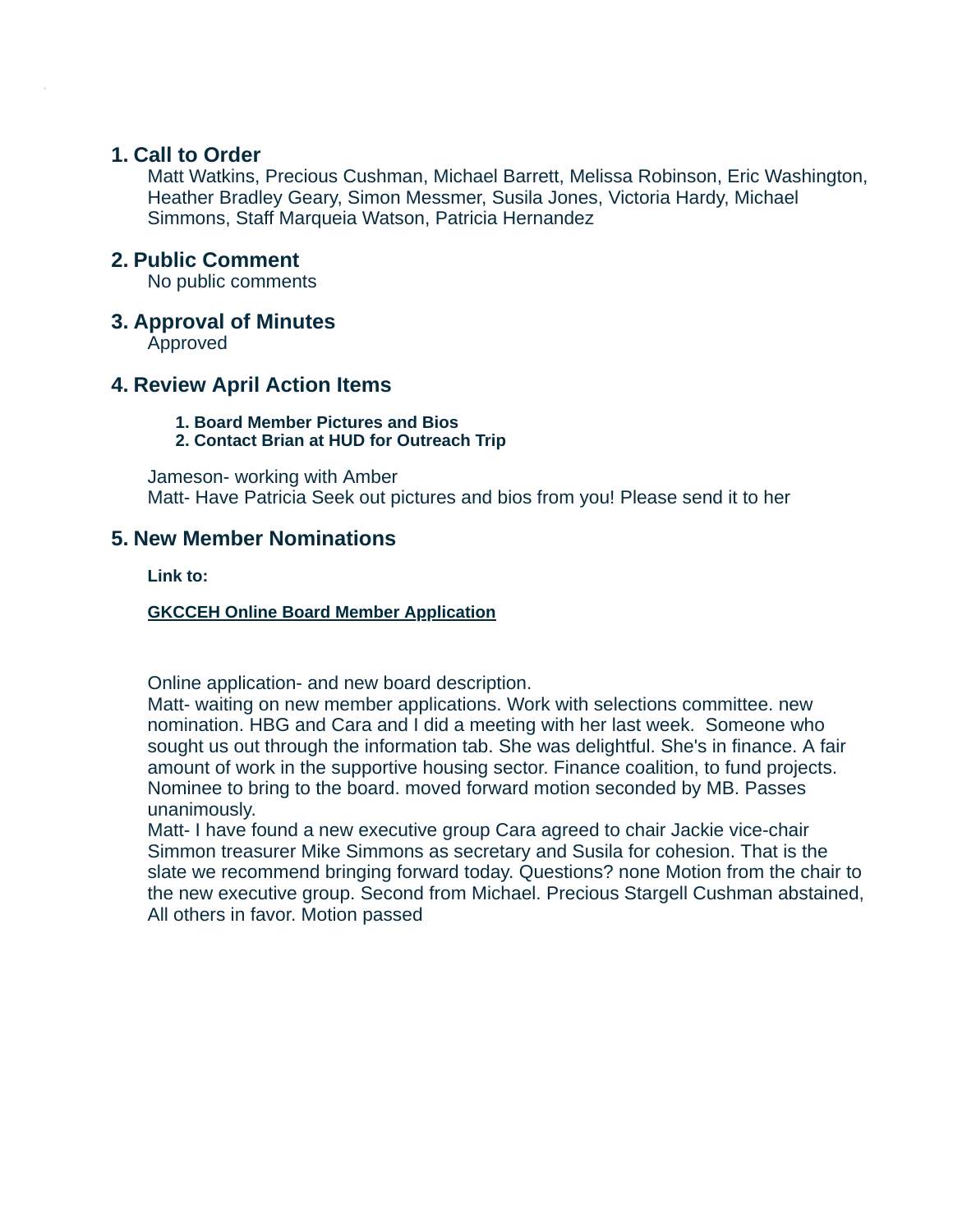## 1. Call to Order

Matt Watkins, Precious Cushman, Michael Barrett, Melissa Robinson, Eric Washington, Heather Bradley Geary, Simon Messmer, Susila Jones, Victoria Hardy, Michael Simmons, Staff Marqueia Watson, Patricia Hernandez

## 2. Public Comment

No public comments

## 3. Approval of Minutes

Approved

## 4. Review April Action Items

1. **Board Member Pictures and Bios**
2. **Contact Brian at HUD for Outreach Trip**

Jameson- working with Amber
Matt- Have Patricia Seek out pictures and bios from you! Please send it to her

## 5. New Member Nominations

**Link to:**

**GKCCEH Online Board Member Application**

Online application- and new board description.
Matt- waiting on new member applications. Work with selections committee. new nomination. HBG and Cara and I did a meeting with her last week. Someone who sought us out through the information tab. She was delightful. She's in finance. A fair amount of work in the supportive housing sector. Finance coalition, to fund projects. Nominee to bring to the board. moved forward motion seconded by MB. Passes unanimously.
Matt- I have found a new executive group Cara agreed to chair Jackie vice-chair Simmon treasurer Mike Simmons as secretary and Susila for cohesion. That is the slate we recommend bringing forward today. Questions? none Motion from the chair to the new executive group. Second from Michael. Precious Stargell Cushman abstained, All others in favor. Motion passed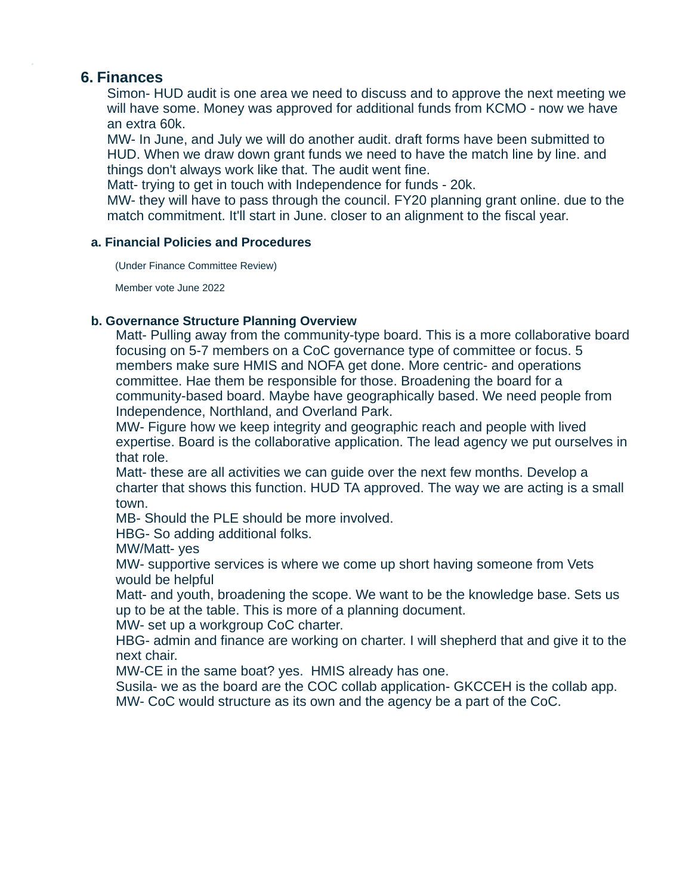## 6. Finances

Simon- HUD audit is one area we need to discuss and to approve the next meeting we will have some. Money was approved for additional funds from KCMO - now we have an extra 60k.

MW- In June, and July we will do another audit. draft forms have been submitted to HUD. When we draw down grant funds we need to have the match line by line. and things don't always work like that. The audit went fine.

Matt- trying to get in touch with Independence for funds - 20k.

MW- they will have to pass through the council. FY20 planning grant online. due to the match commitment. It'll start in June. closer to an alignment to the fiscal year.

### a. Financial Policies and Procedures

(Under Finance Committee Review)

Member vote June 2022

### b. Governance Structure Planning Overview

Matt- Pulling away from the community-type board. This is a more collaborative board focusing on 5-7 members on a CoC governance type of committee or focus. 5 members make sure HMIS and NOFA get done. More centric- and operations committee. Hae them be responsible for those. Broadening the board for a community-based board. Maybe have geographically based. We need people from Independence, Northland, and Overland Park.

MW- Figure how we keep integrity and geographic reach and people with lived expertise. Board is the collaborative application. The lead agency we put ourselves in that role.

Matt- these are all activities we can guide over the next few months. Develop a charter that shows this function. HUD TA approved. The way we are acting is a small town.

MB- Should the PLE should be more involved.

HBG- So adding additional folks.

MW/Matt- yes

MW- supportive services is where we come up short having someone from Vets would be helpful

Matt- and youth, broadening the scope. We want to be the knowledge base. Sets us up to be at the table. This is more of a planning document.

MW- set up a workgroup CoC charter.

HBG- admin and finance are working on charter. I will shepherd that and give it to the next chair.

MW-CE in the same boat? yes. HMIS already has one.

Susila- we as the board are the COC collab application- GKCCEH is the collab app.

MW- CoC would structure as its own and the agency be a part of the CoC.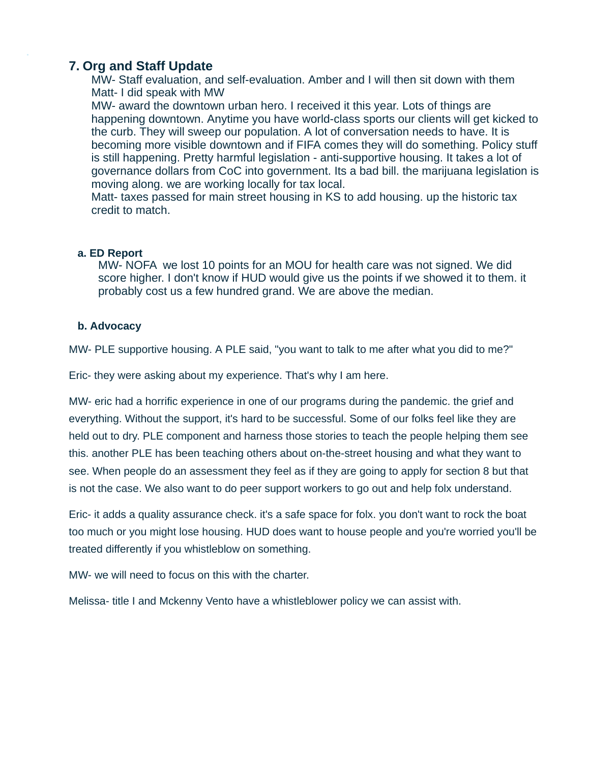## 7. Org and Staff Update

MW- Staff evaluation, and self-evaluation. Amber and I will then sit down with them
Matt- I did speak with MW
MW- award the downtown urban hero. I received it this year. Lots of things are happening downtown. Anytime you have world-class sports our clients will get kicked to the curb. They will sweep our population. A lot of conversation needs to have. It is becoming more visible downtown and if FIFA comes they will do something. Policy stuff is still happening. Pretty harmful legislation - anti-supportive housing. It takes a lot of governance dollars from CoC into government. Its a bad bill. the marijuana legislation is moving along. we are working locally for tax local.
Matt- taxes passed for main street housing in KS to add housing. up the historic tax credit to match.

### a. ED Report

MW- NOFA we lost 10 points for an MOU for health care was not signed. We did score higher. I don't know if HUD would give us the points if we showed it to them. it probably cost us a few hundred grand. We are above the median.

### b. Advocacy

MW- PLE supportive housing. A PLE said, "you want to talk to me after what you did to me?"

Eric- they were asking about my experience. That's why I am here.

MW- eric had a horrific experience in one of our programs during the pandemic. the grief and everything. Without the support, it's hard to be successful. Some of our folks feel like they are held out to dry. PLE component and harness those stories to teach the people helping them see this. another PLE has been teaching others about on-the-street housing and what they want to see. When people do an assessment they feel as if they are going to apply for section 8 but that is not the case. We also want to do peer support workers to go out and help folx understand.

Eric- it adds a quality assurance check. it's a safe space for folx. you don't want to rock the boat too much or you might lose housing. HUD does want to house people and you're worried you'll be treated differently if you whistleblow on something.

MW- we will need to focus on this with the charter.

Melissa- title I and Mckenny Vento have a whistleblower policy we can assist with.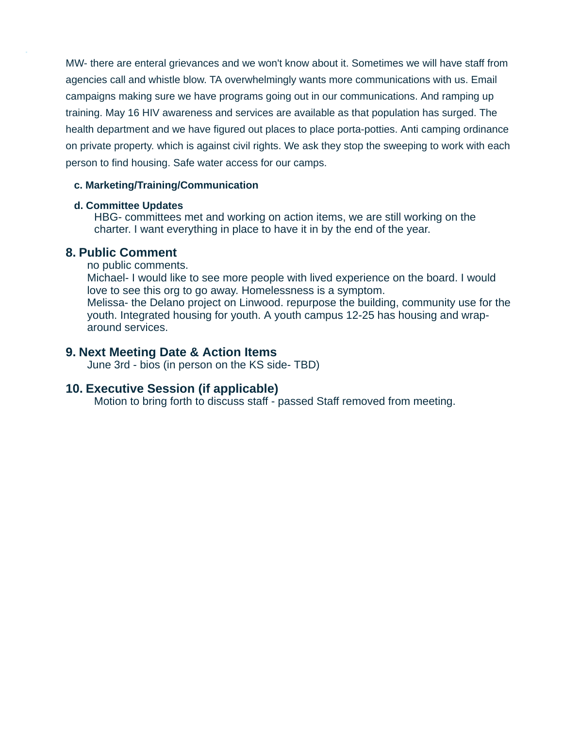MW- there are enteral grievances and we won't know about it. Sometimes we will have staff from agencies call and whistle blow. TA overwhelmingly wants more communications with us. Email campaigns making sure we have programs going out in our communications. And ramping up training. May 16 HIV awareness and services are available as that population has surged. The health department and we have figured out places to place porta-potties. Anti camping ordinance on private property. which is against civil rights. We ask they stop the sweeping to work with each person to find housing. Safe water access for our camps.

#### c. Marketing/Training/Communication

#### d. Committee Updates

HBG- committees met and working on action items, we are still working on the charter. I want everything in place to have it in by the end of the year.

## 8. Public Comment

no public comments.

Michael- I would like to see more people with lived experience on the board. I would love to see this org to go away. Homelessness is a symptom.

Melissa- the Delano project on Linwood. repurpose the building, community use for the youth. Integrated housing for youth. A youth campus 12-25 has housing and wrap-around services.

## 9. Next Meeting Date & Action Items

June 3rd - bios (in person on the KS side- TBD)

## 10. Executive Session (if applicable)

Motion to bring forth to discuss staff - passed Staff removed from meeting.